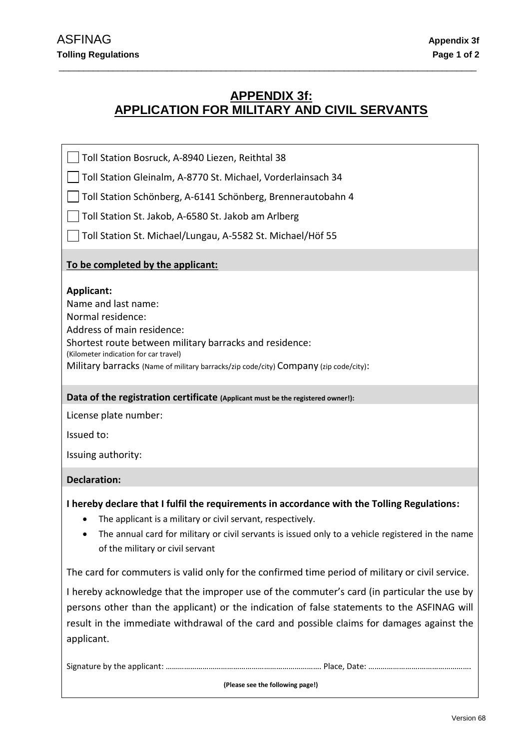# APPENDIX 3f:
# APPLICATION FOR MILITARY AND CIVIL SERVANTS

☐ Toll Station Bosruck, A-8940 Liezen, Reithtal 38

☐ Toll Station Gleinalm, A-8770 St. Michael, Vorderlainsach 34

☐ Toll Station Schönberg, A-6141 Schönberg, Brennerautobahn 4

☐ Toll Station St. Jakob, A-6580 St. Jakob am Arlberg

☐ Toll Station St. Michael/Lungau, A-5582 St. Michael/Höf 55

**To be completed by the applicant:**

**Applicant:**

Name and last name:

Normal residence:

Address of main residence:

Shortest route between military barracks and residence:
(Kilometer indication for car travel)

Military barracks (Name of military barracks/zip code/city) Company (zip code/city):

**Data of the registration certificate (Applicant must be the registered owner!):**

License plate number:

Issued to:

Issuing authority:

**Declaration:**

**I hereby declare that I fulfil the requirements in accordance with the Tolling Regulations:**

- The applicant is a military or civil servant, respectively.
- The annual card for military or civil servants is issued only to a vehicle registered in the name of the military or civil servant

The card for commuters is valid only for the confirmed time period of military or civil service.

I hereby acknowledge that the improper use of the commuter's card (in particular the use by persons other than the applicant) or the indication of false statements to the ASFINAG will result in the immediate withdrawal of the card and possible claims for damages against the applicant.

Signature by the applicant: ………………………………………………………………. Place, Date: ………………………………………….

**(Please see the following page!)**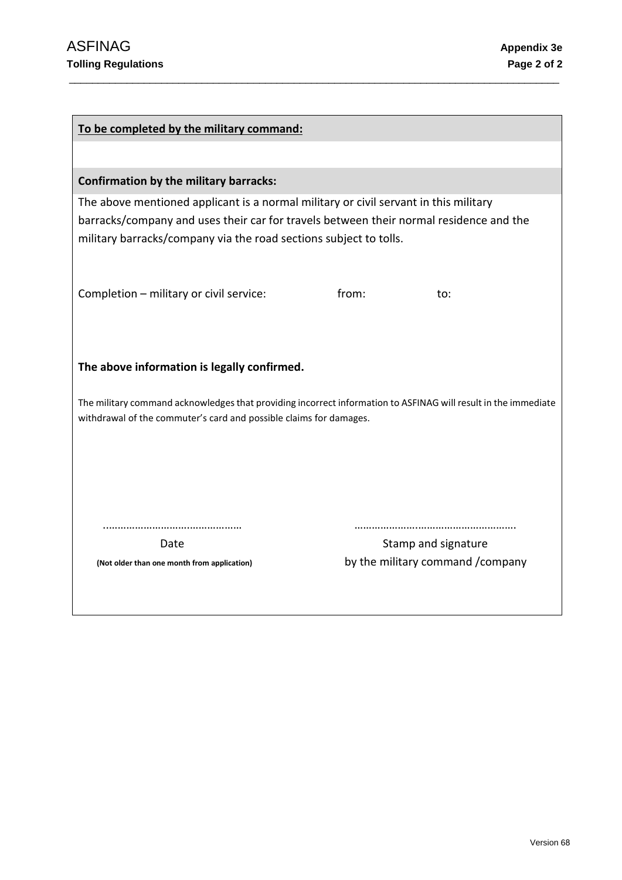**To be completed by the military command:**

**Confirmation by the military barracks:**

The above mentioned applicant is a normal military or civil servant in this military barracks/company and uses their car for travels between their normal residence and the military barracks/company via the road sections subject to tolls.

Completion – military or civil service: from: to:

**The above information is legally confirmed.**

The military command acknowledges that providing incorrect information to ASFINAG will result in the immediate withdrawal of the commuter's card and possible claims for damages.

| | |
|---|---|
| ............................................ | ...................................................... |
| Date | Stamp and signature |
| **(Not older than one month from application)** | by the military command /company |